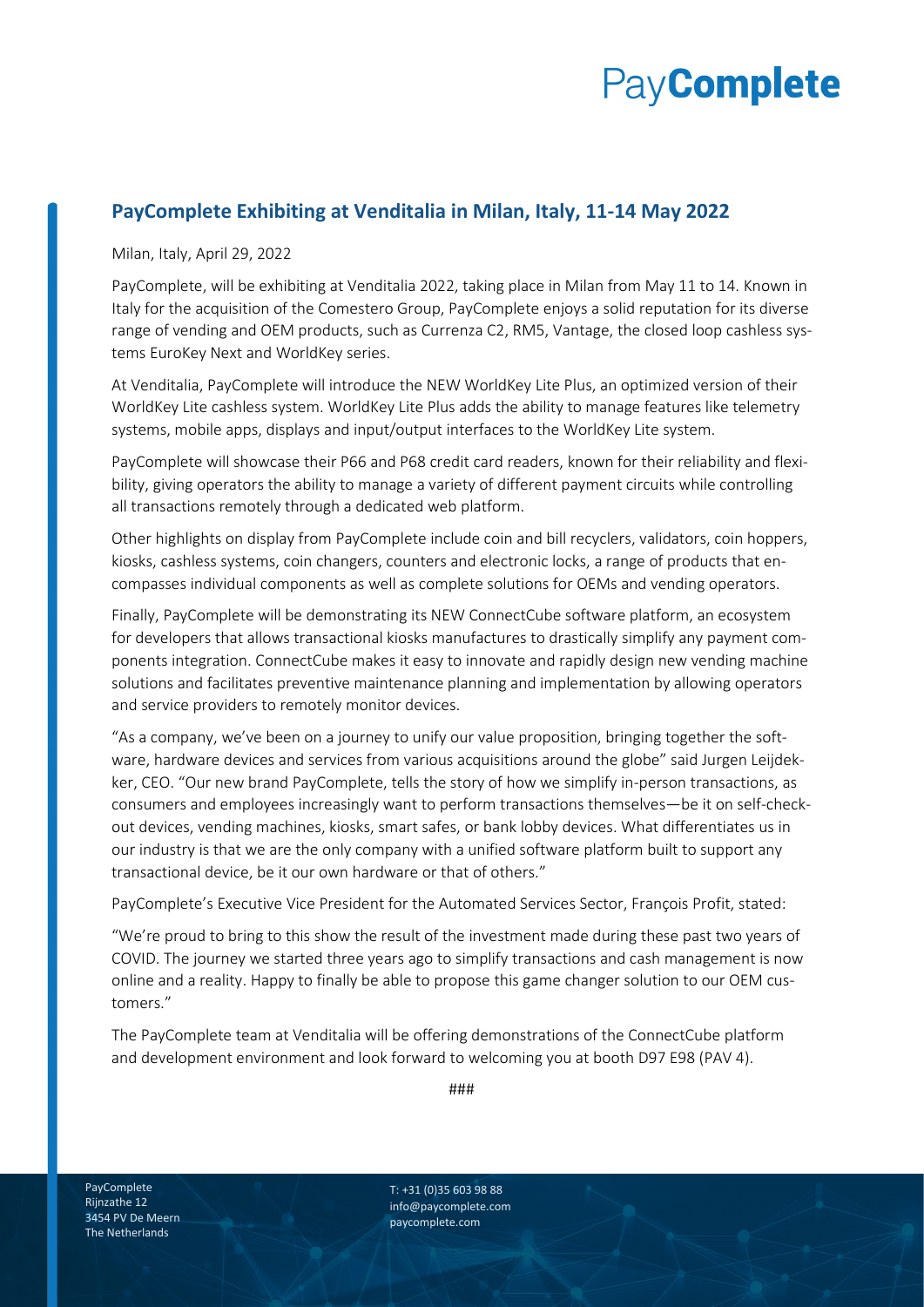PayComplete

## PayComplete Exhibiting at Venditalia in Milan, Italy, 11-14 May 2022

Milan, Italy, April 29, 2022

PayComplete, will be exhibiting at Venditalia 2022, taking place in Milan from May 11 to 14. Known in Italy for the acquisition of the Comestero Group, PayComplete enjoys a solid reputation for its diverse range of vending and OEM products, such as Currenza C2, RM5, Vantage, the closed loop cashless systems EuroKey Next and WorldKey series.

At Venditalia, PayComplete will introduce the NEW WorldKey Lite Plus, an optimized version of their WorldKey Lite cashless system. WorldKey Lite Plus adds the ability to manage features like telemetry systems, mobile apps, displays and input/output interfaces to the WorldKey Lite system.

PayComplete will showcase their P66 and P68 credit card readers, known for their reliability and flexibility, giving operators the ability to manage a variety of different payment circuits while controlling all transactions remotely through a dedicated web platform.

Other highlights on display from PayComplete include coin and bill recyclers, validators, coin hoppers, kiosks, cashless systems, coin changers, counters and electronic locks, a range of products that encompasses individual components as well as complete solutions for OEMs and vending operators.

Finally, PayComplete will be demonstrating its NEW ConnectCube software platform, an ecosystem for developers that allows transactional kiosks manufactures to drastically simplify any payment components integration. ConnectCube makes it easy to innovate and rapidly design new vending machine solutions and facilitates preventive maintenance planning and implementation by allowing operators and service providers to remotely monitor devices.

"As a company, we've been on a journey to unify our value proposition, bringing together the software, hardware devices and services from various acquisitions around the globe" said Jurgen Leijdekker, CEO. "Our new brand PayComplete, tells the story of how we simplify in-person transactions, as consumers and employees increasingly want to perform transactions themselves—be it on self-checkout devices, vending machines, kiosks, smart safes, or bank lobby devices. What differentiates us in our industry is that we are the only company with a unified software platform built to support any transactional device, be it our own hardware or that of others."

PayComplete's Executive Vice President for the Automated Services Sector, François Profit, stated:

"We're proud to bring to this show the result of the investment made during these past two years of COVID. The journey we started three years ago to simplify transactions and cash management is now online and a reality. Happy to finally be able to propose this game changer solution to our OEM customers."

The PayComplete team at Venditalia will be offering demonstrations of the ConnectCube platform and development environment and look forward to welcoming you at booth D97 E98 (PAV 4).

###

PayComplete
Rijnzathe 12
3454 PV De Meern
The Netherlands

T: +31 (0)35 603 98 88
info@paycomplete.com
paycomplete.com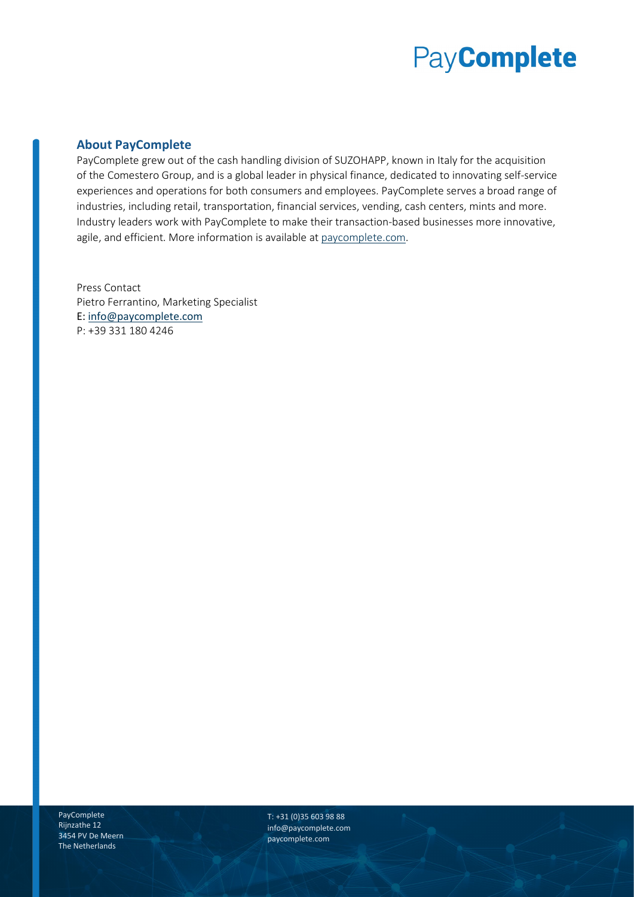## About PayComplete

PayComplete grew out of the cash handling division of SUZOHAPP, known in Italy for the acquisition of the Comestero Group, and is a global leader in physical finance, dedicated to innovating self-service experiences and operations for both consumers and employees. PayComplete serves a broad range of industries, including retail, transportation, financial services, vending, cash centers, mints and more. Industry leaders work with PayComplete to make their transaction-based businesses more innovative, agile, and efficient. More information is available at paycomplete.com.

Press Contact
Pietro Ferrantino, Marketing Specialist
E: info@paycomplete.com
P: +39 331 180 4246

PayComplete
Rijnzathe 12
3454 PV De Meern
The Netherlands

T: +31 (0)35 603 98 88
info@paycomplete.com
paycomplete.com